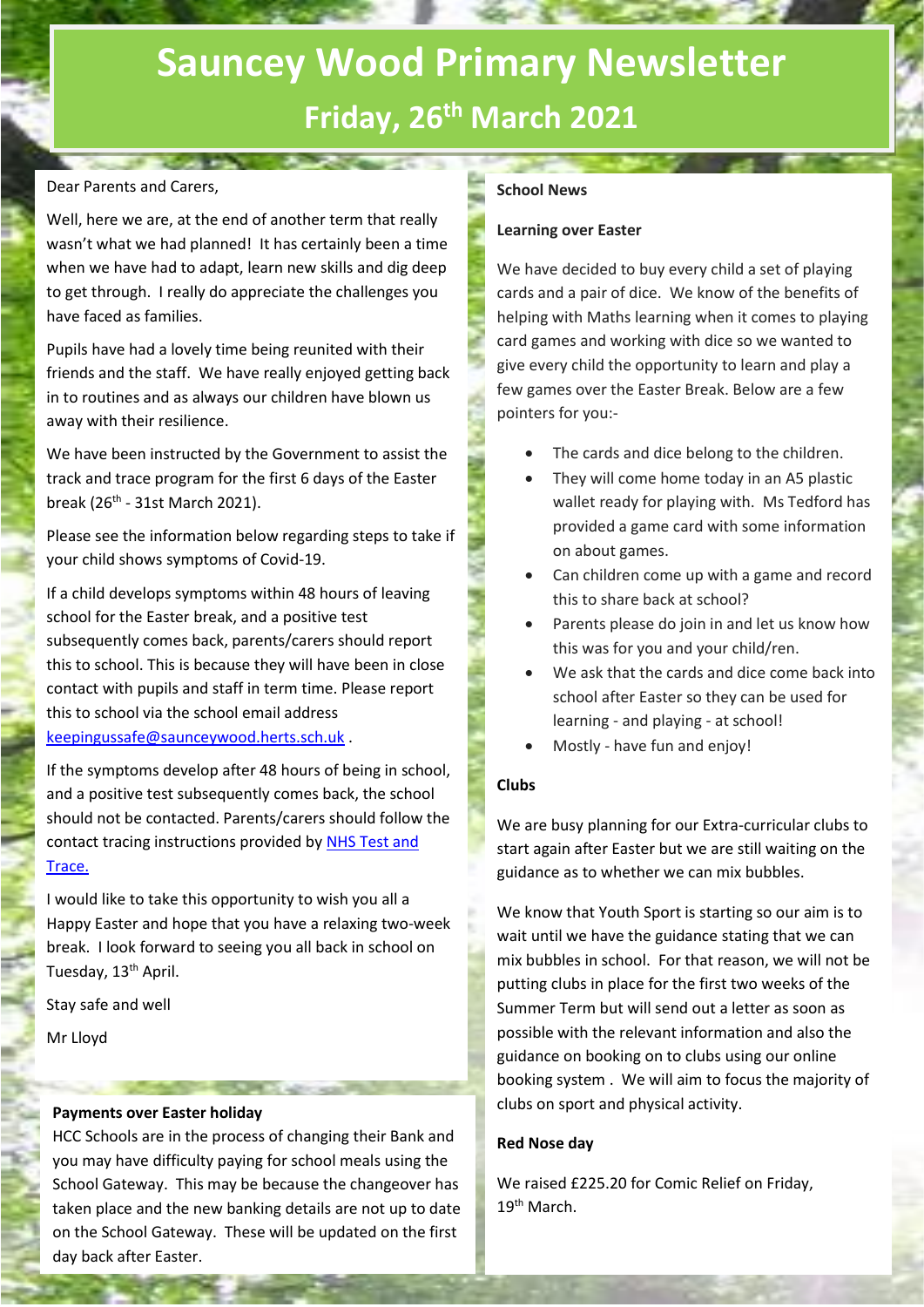# Sauncey Wood Primary Newsletter

## Friday, 26th March 2021

Dear Parents and Carers,

Well, here we are, at the end of another term that really wasn't what we had planned! It has certainly been a time when we have had to adapt, learn new skills and dig deep to get through. I really do appreciate the challenges you have faced as families.

Pupils have had a lovely time being reunited with their friends and the staff. We have really enjoyed getting back in to routines and as always our children have blown us away with their resilience.

We have been instructed by the Government to assist the track and trace program for the first 6 days of the Easter break (26th - 31st March 2021).

Please see the information below regarding steps to take if your child shows symptoms of Covid-19.

If a child develops symptoms within 48 hours of leaving school for the Easter break, and a positive test subsequently comes back, parents/carers should report this to school. This is because they will have been in close contact with pupils and staff in term time. Please report this to school via the school email address keepingussafe@saunceywood.herts.sch.uk .

If the symptoms develop after 48 hours of being in school, and a positive test subsequently comes back, the school should not be contacted. Parents/carers should follow the contact tracing instructions provided by NHS Test and Trace.

I would like to take this opportunity to wish you all a Happy Easter and hope that you have a relaxing two-week break. I look forward to seeing you all back in school on Tuesday, 13th April.

Stay safe and well

Mr Lloyd

**Payments over Easter holiday**

HCC Schools are in the process of changing their Bank and you may have difficulty paying for school meals using the School Gateway. This may be because the changeover has taken place and the new banking details are not up to date on the School Gateway. These will be updated on the first day back after Easter.

**School News**

**Learning over Easter**

We have decided to buy every child a set of playing cards and a pair of dice. We know of the benefits of helping with Maths learning when it comes to playing card games and working with dice so we wanted to give every child the opportunity to learn and play a few games over the Easter Break. Below are a few pointers for you:-

- The cards and dice belong to the children.
- They will come home today in an A5 plastic wallet ready for playing with. Ms Tedford has provided a game card with some information on about games.
- Can children come up with a game and record this to share back at school?
- Parents please do join in and let us know how this was for you and your child/ren.
- We ask that the cards and dice come back into school after Easter so they can be used for learning - and playing - at school!
- Mostly - have fun and enjoy!

**Clubs**

We are busy planning for our Extra-curricular clubs to start again after Easter but we are still waiting on the guidance as to whether we can mix bubbles.

We know that Youth Sport is starting so our aim is to wait until we have the guidance stating that we can mix bubbles in school. For that reason, we will not be putting clubs in place for the first two weeks of the Summer Term but will send out a letter as soon as possible with the relevant information and also the guidance on booking on to clubs using our online booking system . We will aim to focus the majority of clubs on sport and physical activity.

**Red Nose day**

We raised £225.20 for Comic Relief on Friday, 19th March.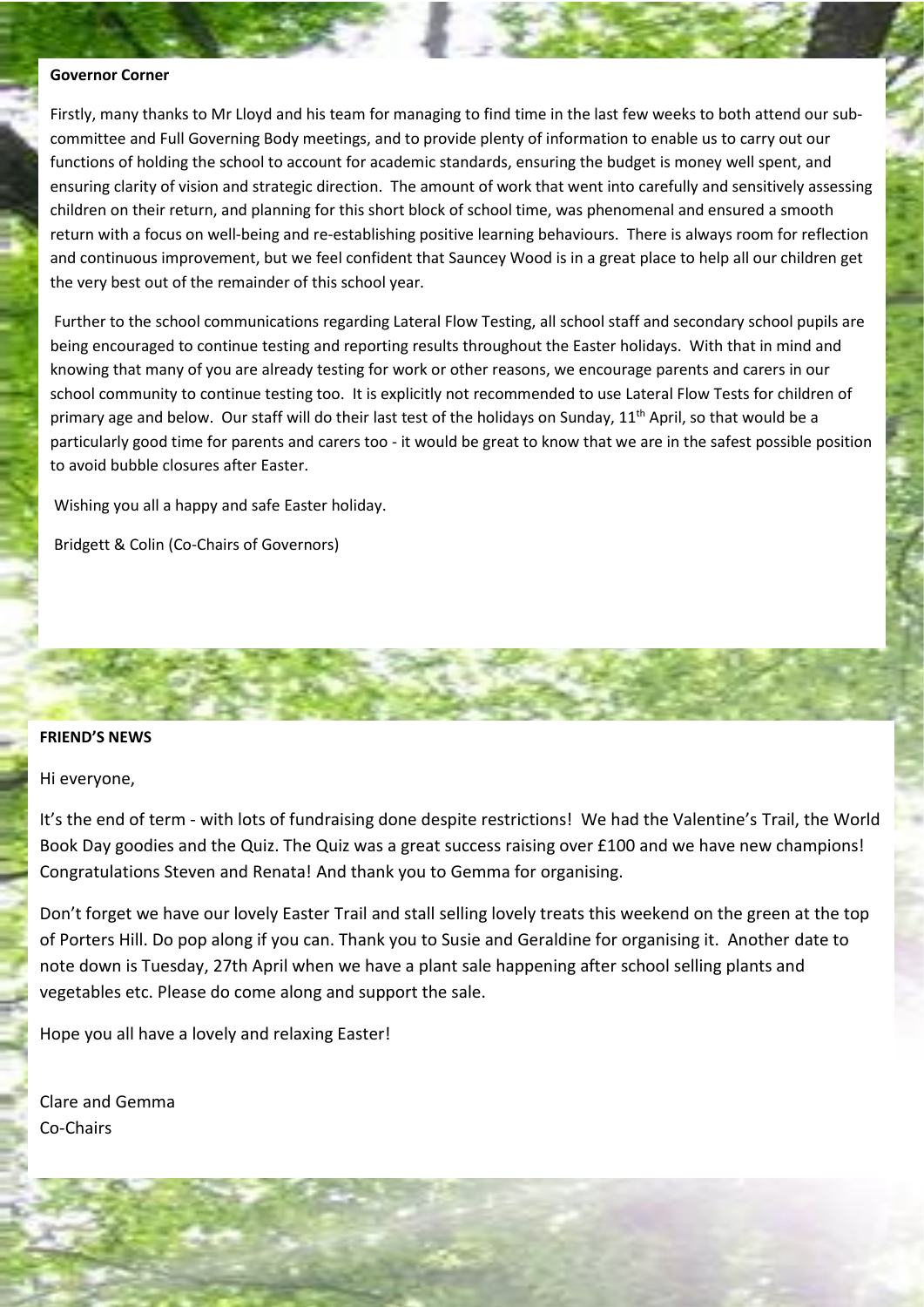**Governor Corner**

Firstly, many thanks to Mr Lloyd and his team for managing to find time in the last few weeks to both attend our sub-committee and Full Governing Body meetings, and to provide plenty of information to enable us to carry out our functions of holding the school to account for academic standards, ensuring the budget is money well spent, and ensuring clarity of vision and strategic direction. The amount of work that went into carefully and sensitively assessing children on their return, and planning for this short block of school time, was phenomenal and ensured a smooth return with a focus on well-being and re-establishing positive learning behaviours. There is always room for reflection and continuous improvement, but we feel confident that Sauncey Wood is in a great place to help all our children get the very best out of the remainder of this school year.

Further to the school communications regarding Lateral Flow Testing, all school staff and secondary school pupils are being encouraged to continue testing and reporting results throughout the Easter holidays. With that in mind and knowing that many of you are already testing for work or other reasons, we encourage parents and carers in our school community to continue testing too. It is explicitly not recommended to use Lateral Flow Tests for children of primary age and below. Our staff will do their last test of the holidays on Sunday, 11th April, so that would be a particularly good time for parents and carers too - it would be great to know that we are in the safest possible position to avoid bubble closures after Easter.

Wishing you all a happy and safe Easter holiday.

Bridgett & Colin (Co-Chairs of Governors)

**FRIEND'S NEWS**

Hi everyone,

It's the end of term - with lots of fundraising done despite restrictions! We had the Valentine's Trail, the World Book Day goodies and the Quiz. The Quiz was a great success raising over £100 and we have new champions! Congratulations Steven and Renata! And thank you to Gemma for organising.

Don't forget we have our lovely Easter Trail and stall selling lovely treats this weekend on the green at the top of Porters Hill. Do pop along if you can. Thank you to Susie and Geraldine for organising it. Another date to note down is Tuesday, 27th April when we have a plant sale happening after school selling plants and vegetables etc. Please do come along and support the sale.

Hope you all have a lovely and relaxing Easter!

Clare and Gemma
Co-Chairs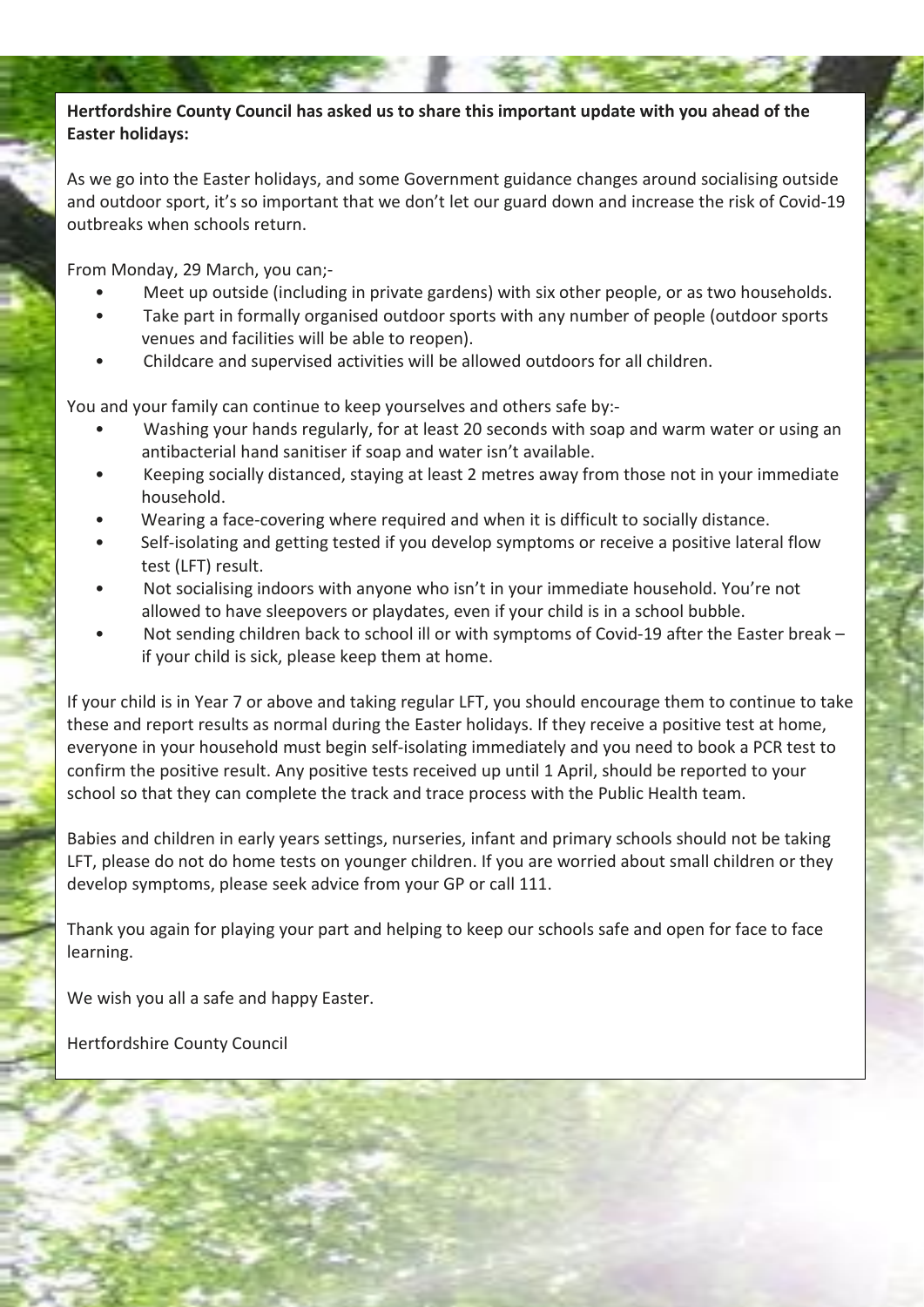**Hertfordshire County Council has asked us to share this important update with you ahead of the Easter holidays:**

As we go into the Easter holidays, and some Government guidance changes around socialising outside and outdoor sport, it's so important that we don't let our guard down and increase the risk of Covid-19 outbreaks when schools return.

From Monday, 29 March, you can;-

- Meet up outside (including in private gardens) with six other people, or as two households.
- Take part in formally organised outdoor sports with any number of people (outdoor sports venues and facilities will be able to reopen).
- Childcare and supervised activities will be allowed outdoors for all children.

You and your family can continue to keep yourselves and others safe by:-

- Washing your hands regularly, for at least 20 seconds with soap and warm water or using an antibacterial hand sanitiser if soap and water isn't available.
- Keeping socially distanced, staying at least 2 metres away from those not in your immediate household.
- Wearing a face-covering where required and when it is difficult to socially distance.
- Self-isolating and getting tested if you develop symptoms or receive a positive lateral flow test (LFT) result.
- Not socialising indoors with anyone who isn't in your immediate household. You're not allowed to have sleepovers or playdates, even if your child is in a school bubble.
- Not sending children back to school ill or with symptoms of Covid-19 after the Easter break – if your child is sick, please keep them at home.

If your child is in Year 7 or above and taking regular LFT, you should encourage them to continue to take these and report results as normal during the Easter holidays. If they receive a positive test at home, everyone in your household must begin self-isolating immediately and you need to book a PCR test to confirm the positive result. Any positive tests received up until 1 April, should be reported to your school so that they can complete the track and trace process with the Public Health team.

Babies and children in early years settings, nurseries, infant and primary schools should not be taking LFT, please do not do home tests on younger children. If you are worried about small children or they develop symptoms, please seek advice from your GP or call 111.

Thank you again for playing your part and helping to keep our schools safe and open for face to face learning.

We wish you all a safe and happy Easter.

Hertfordshire County Council